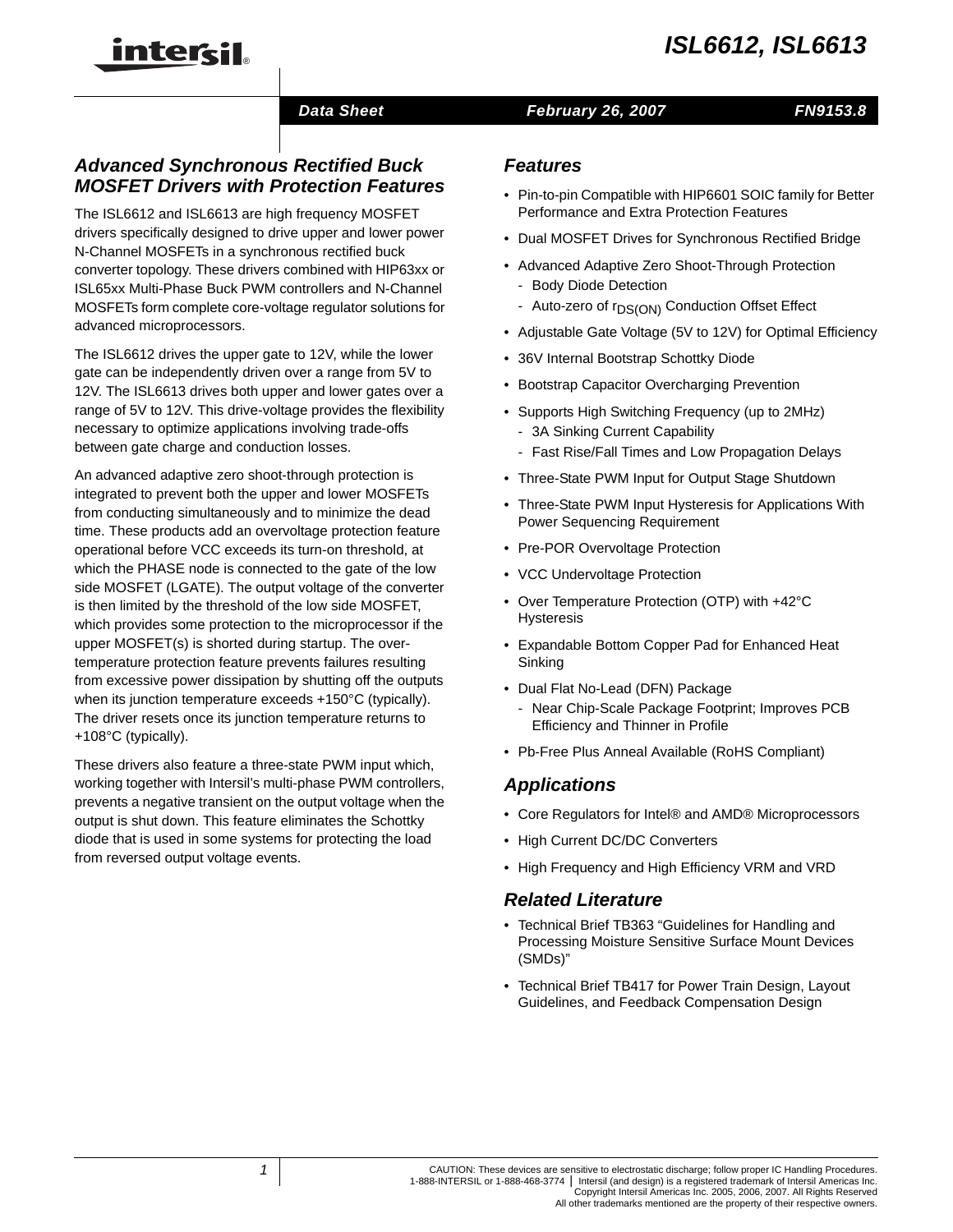# ISL6612, ISL6613

Data Sheet — February 26, 2007 — FN9153.8

## Advanced Synchronous Rectified Buck MOSFET Drivers with Protection Features

The ISL6612 and ISL6613 are high frequency MOSFET drivers specifically designed to drive upper and lower power N-Channel MOSFETs in a synchronous rectified buck converter topology. These drivers combined with HIP63xx or ISL65xx Multi-Phase Buck PWM controllers and N-Channel MOSFETs form complete core-voltage regulator solutions for advanced microprocessors.

The ISL6612 drives the upper gate to 12V, while the lower gate can be independently driven over a range from 5V to 12V. The ISL6613 drives both upper and lower gates over a range of 5V to 12V. This drive-voltage provides the flexibility necessary to optimize applications involving trade-offs between gate charge and conduction losses.

An advanced adaptive zero shoot-through protection is integrated to prevent both the upper and lower MOSFETs from conducting simultaneously and to minimize the dead time. These products add an overvoltage protection feature operational before VCC exceeds its turn-on threshold, at which the PHASE node is connected to the gate of the low side MOSFET (LGATE). The output voltage of the converter is then limited by the threshold of the low side MOSFET, which provides some protection to the microprocessor if the upper MOSFET(s) is shorted during startup. The over-temperature protection feature prevents failures resulting from excessive power dissipation by shutting off the outputs when its junction temperature exceeds +150°C (typically). The driver resets once its junction temperature returns to +108°C (typically).

These drivers also feature a three-state PWM input which, working together with Intersil's multi-phase PWM controllers, prevents a negative transient on the output voltage when the output is shut down. This feature eliminates the Schottky diode that is used in some systems for protecting the load from reversed output voltage events.

## Features

- Pin-to-pin Compatible with HIP6601 SOIC family for Better Performance and Extra Protection Features
- Dual MOSFET Drives for Synchronous Rectified Bridge
- Advanced Adaptive Zero Shoot-Through Protection
  - Body Diode Detection
  - Auto-zero of $r_{DS(ON)}$ Conduction Offset Effect
- Adjustable Gate Voltage (5V to 12V) for Optimal Efficiency
- 36V Internal Bootstrap Schottky Diode
- Bootstrap Capacitor Overcharging Prevention
- Supports High Switching Frequency (up to 2MHz)
  - 3A Sinking Current Capability
  - Fast Rise/Fall Times and Low Propagation Delays
- Three-State PWM Input for Output Stage Shutdown
- Three-State PWM Input Hysteresis for Applications With Power Sequencing Requirement
- Pre-POR Overvoltage Protection
- VCC Undervoltage Protection
- Over Temperature Protection (OTP) with +42°C Hysteresis
- Expandable Bottom Copper Pad for Enhanced Heat Sinking
- Dual Flat No-Lead (DFN) Package
  - Near Chip-Scale Package Footprint; Improves PCB Efficiency and Thinner in Profile
- Pb-Free Plus Anneal Available (RoHS Compliant)

## Applications

- Core Regulators for Intel® and AMD® Microprocessors
- High Current DC/DC Converters
- High Frequency and High Efficiency VRM and VRD

## Related Literature

- Technical Brief TB363 "Guidelines for Handling and Processing Moisture Sensitive Surface Mount Devices (SMDs)"
- Technical Brief TB417 for Power Train Design, Layout Guidelines, and Feedback Compensation Design

CAUTION: These devices are sensitive to electrostatic discharge; follow proper IC Handling Procedures.
1-888-INTERSIL or 1-888-468-3774 | Intersil (and design) is a registered trademark of Intersil Americas Inc.
Copyright Intersil Americas Inc. 2005, 2006, 2007. All Rights Reserved
All other trademarks mentioned are the property of their respective owners.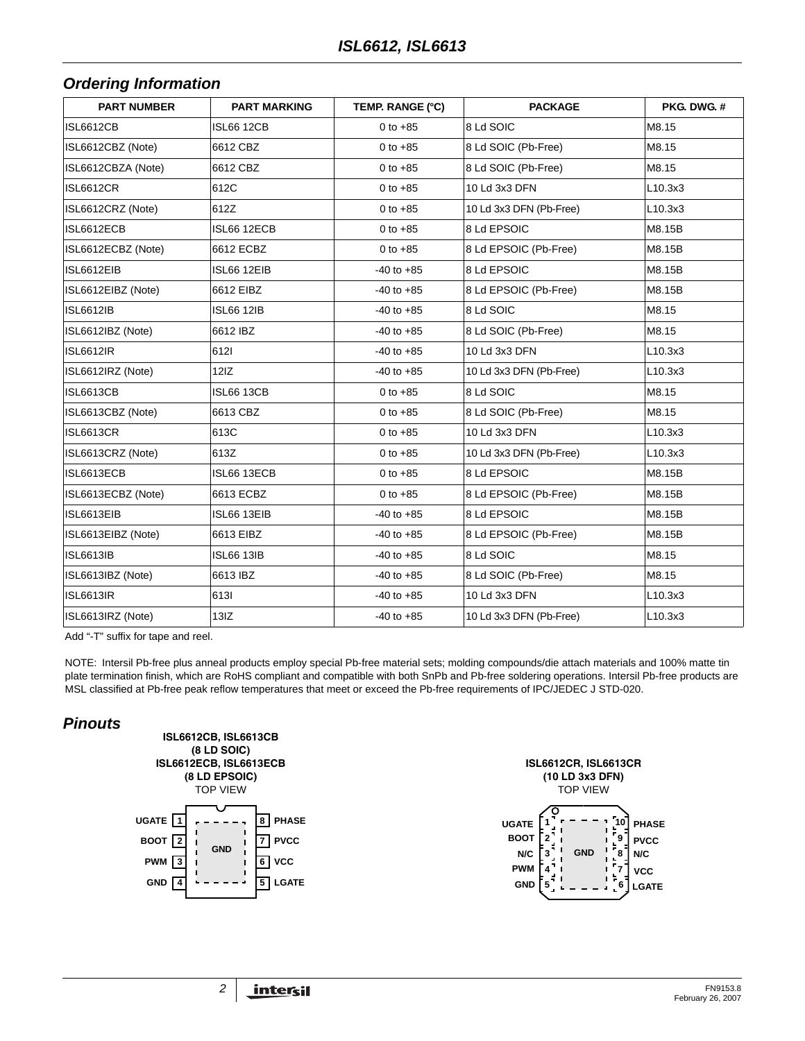## Ordering Information

| PART NUMBER | PART MARKING | TEMP. RANGE (°C) | PACKAGE | PKG. DWG. # |
|---|---|---|---|---|
| ISL6612CB | ISL66 12CB | 0 to +85 | 8 Ld SOIC | M8.15 |
| ISL6612CBZ (Note) | 6612 CBZ | 0 to +85 | 8 Ld SOIC (Pb-Free) | M8.15 |
| ISL6612CBZA (Note) | 6612 CBZ | 0 to +85 | 8 Ld SOIC (Pb-Free) | M8.15 |
| ISL6612CR | 612C | 0 to +85 | 10 Ld 3x3 DFN | L10.3x3 |
| ISL6612CRZ (Note) | 612Z | 0 to +85 | 10 Ld 3x3 DFN (Pb-Free) | L10.3x3 |
| ISL6612ECB | ISL66 12ECB | 0 to +85 | 8 Ld EPSOIC | M8.15B |
| ISL6612ECBZ (Note) | 6612 ECBZ | 0 to +85 | 8 Ld EPSOIC (Pb-Free) | M8.15B |
| ISL6612EIB | ISL66 12EIB | -40 to +85 | 8 Ld EPSOIC | M8.15B |
| ISL6612EIBZ (Note) | 6612 EIBZ | -40 to +85 | 8 Ld EPSOIC (Pb-Free) | M8.15B |
| ISL6612IB | ISL66 12IB | -40 to +85 | 8 Ld SOIC | M8.15 |
| ISL6612IBZ (Note) | 6612 IBZ | -40 to +85 | 8 Ld SOIC (Pb-Free) | M8.15 |
| ISL6612IR | 612I | -40 to +85 | 10 Ld 3x3 DFN | L10.3x3 |
| ISL6612IRZ (Note) | 12IZ | -40 to +85 | 10 Ld 3x3 DFN (Pb-Free) | L10.3x3 |
| ISL6613CB | ISL66 13CB | 0 to +85 | 8 Ld SOIC | M8.15 |
| ISL6613CBZ (Note) | 6613 CBZ | 0 to +85 | 8 Ld SOIC (Pb-Free) | M8.15 |
| ISL6613CR | 613C | 0 to +85 | 10 Ld 3x3 DFN | L10.3x3 |
| ISL6613CRZ (Note) | 613Z | 0 to +85 | 10 Ld 3x3 DFN (Pb-Free) | L10.3x3 |
| ISL6613ECB | ISL66 13ECB | 0 to +85 | 8 Ld EPSOIC | M8.15B |
| ISL6613ECBZ (Note) | 6613 ECBZ | 0 to +85 | 8 Ld EPSOIC (Pb-Free) | M8.15B |
| ISL6613EIB | ISL66 13EIB | -40 to +85 | 8 Ld EPSOIC | M8.15B |
| ISL6613EIBZ (Note) | 6613 EIBZ | -40 to +85 | 8 Ld EPSOIC (Pb-Free) | M8.15B |
| ISL6613IB | ISL66 13IB | -40 to +85 | 8 Ld SOIC | M8.15 |
| ISL6613IBZ (Note) | 6613 IBZ | -40 to +85 | 8 Ld SOIC (Pb-Free) | M8.15 |
| ISL6613IR | 613I | -40 to +85 | 10 Ld 3x3 DFN | L10.3x3 |
| ISL6613IRZ (Note) | 13IZ | -40 to +85 | 10 Ld 3x3 DFN (Pb-Free) | L10.3x3 |

Add "-T" suffix for tape and reel.

NOTE: Intersil Pb-free plus anneal products employ special Pb-free material sets; molding compounds/die attach materials and 100% matte tin plate termination finish, which are RoHS compliant and compatible with both SnPb and Pb-free soldering operations. Intersil Pb-free products are MSL classified at Pb-free peak reflow temperatures that meet or exceed the Pb-free requirements of IPC/JEDEC J STD-020.

## Pinouts

**ISL6612CB, ISL6613CB (8 LD SOIC)**
**ISL6612ECB, ISL6613ECB (8 LD EPSOIC)**
TOP VIEW

| Pin | Name | Pin | Name |
|---|---|---|---|
| 1 | UGATE | 8 | PHASE |
| 2 | BOOT | 7 | PVCC |
| 3 | PWM | 6 | VCC |
| 4 | GND | 5 | LGATE |

Center pad: GND

**ISL6612CR, ISL6613CR (10 LD 3x3 DFN)**
TOP VIEW

| Pin | Name | Pin | Name |
|---|---|---|---|
| 1 | UGATE | 10 | PHASE |
| 2 | BOOT | 9 | PVCC |
| 3 | N/C | 8 | N/C |
| 4 | PWM | 7 | VCC |
| 5 | GND | 6 | LGATE |

Center pad: GND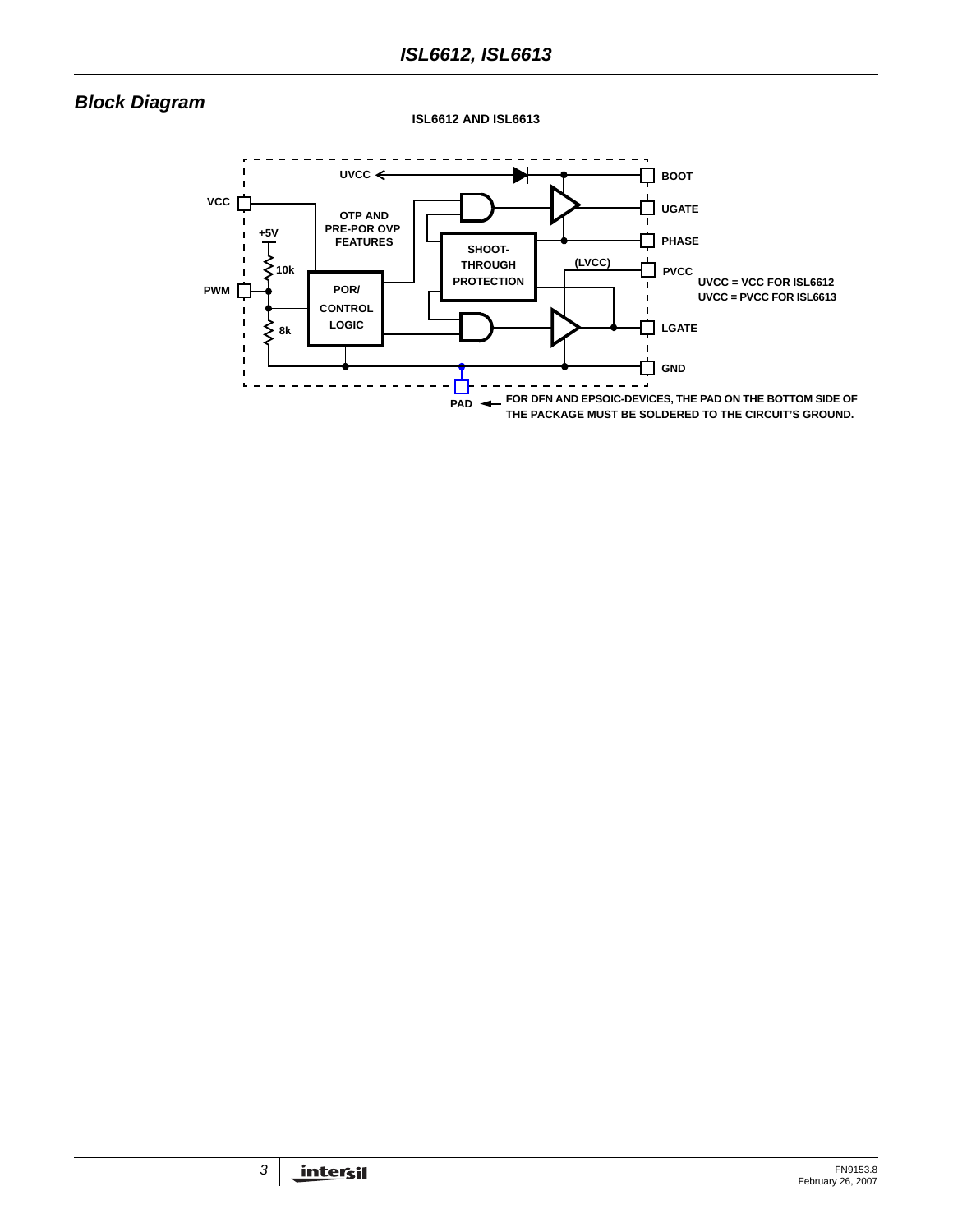## Block Diagram

**ISL6612 AND ISL6613**

UVCC

BOOT

VCC

UGATE

OTP AND PRE-POR OVP FEATURES

+5V

PHASE

SHOOT-THROUGH PROTECTION

10k

(LVCC)

PVCC

POR/ CONTROL LOGIC

PWM

UVCC = VCC FOR ISL6612
UVCC = PVCC FOR ISL6613

8k

LGATE

GND

PAD

FOR DFN AND EPSOIC-DEVICES, THE PAD ON THE BOTTOM SIDE OF THE PACKAGE MUST BE SOLDERED TO THE CIRCUIT'S GROUND.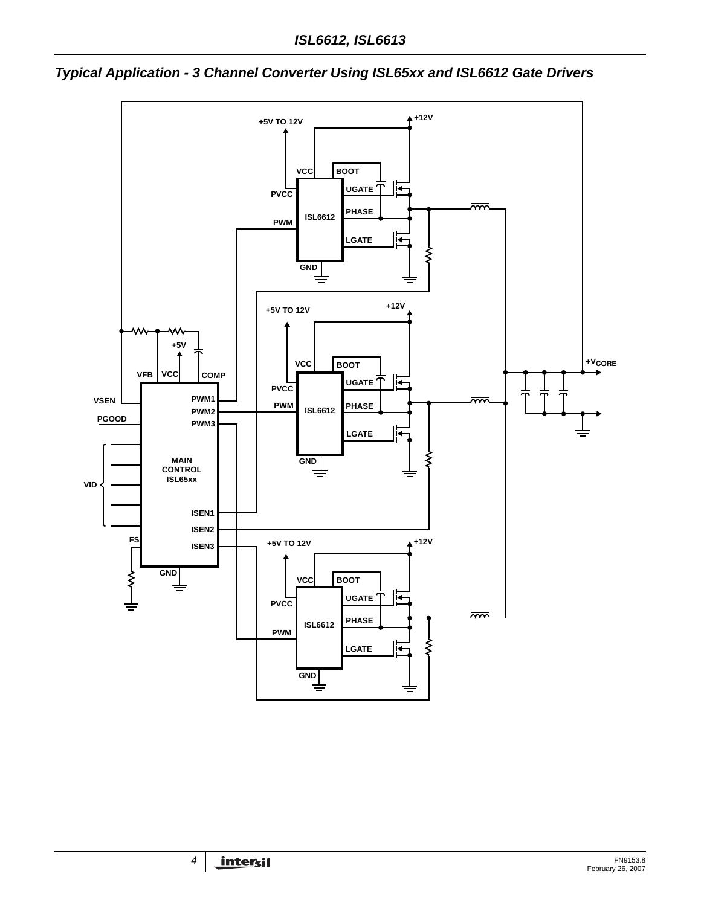## Typical Application - 3 Channel Converter Using ISL65xx and ISL6612 Gate Drivers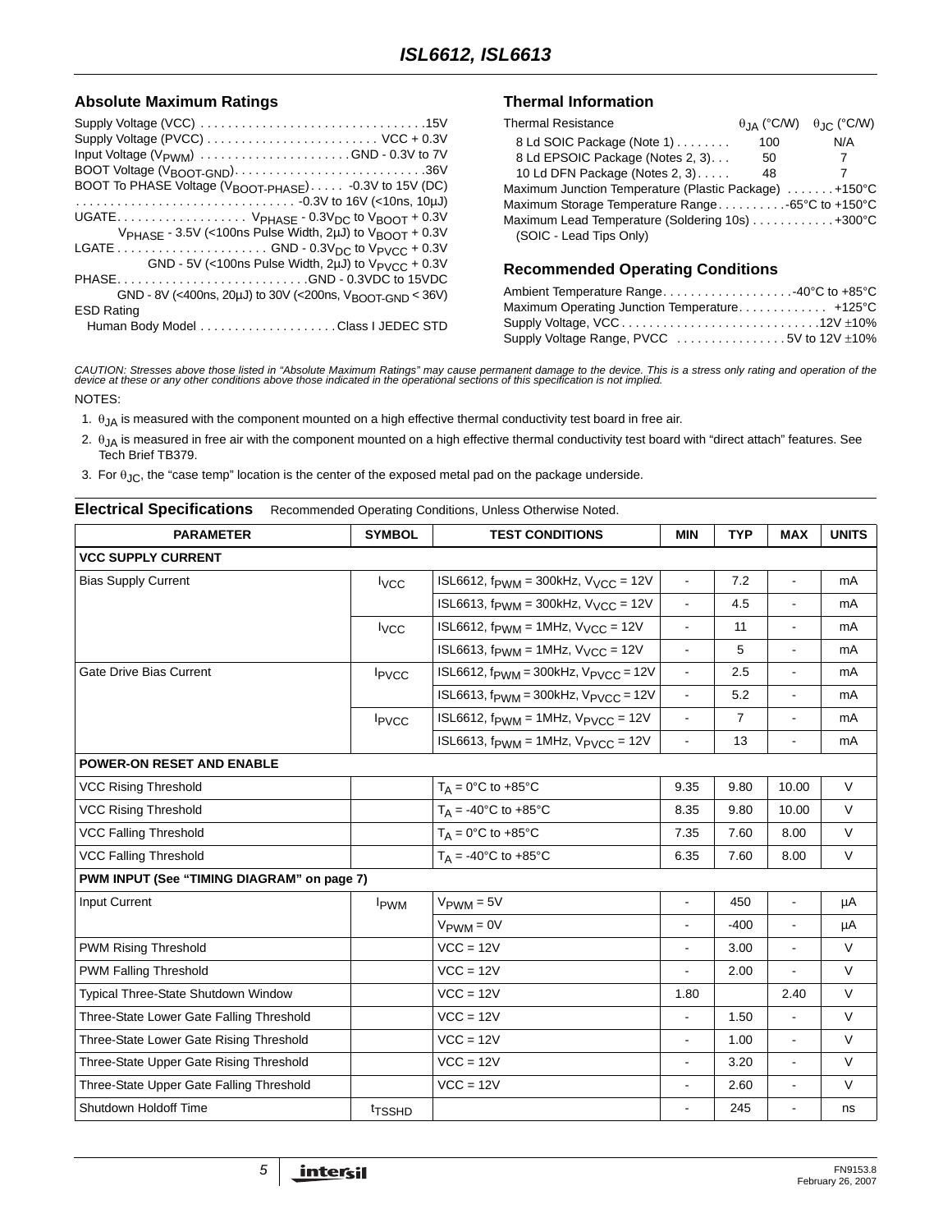## Absolute Maximum Ratings

Supply Voltage (VCC) . . . . . . . . . . . . . . . . . . . . . . . . . . . . . . . .15V
Supply Voltage (PVCC) . . . . . . . . . . . . . . . . . . . . . . . . VCC + 0.3V
Input Voltage ($V_{PWM}$) . . . . . . . . . . . . . . . . . . . . . GND - 0.3V to 7V
BOOT Voltage ($V_{BOOT-GND}$). . . . . . . . . . . . . . . . . . . . . . . . . . .36V
BOOT To PHASE Voltage ($V_{BOOT-PHASE}$) . . . . . -0.3V to 15V (DC)
. . . . . . . . . . . . . . . . . . . . . . . . . . . . . . . . -0.3V to 16V (<10ns, 10µJ)
UGATE. . . . . . . . . . . . . . . . . . $V_{PHASE}$ - $0.3V_{DC}$ to $V_{BOOT}$ + 0.3V
$V_{PHASE}$ - 3.5V (<100ns Pulse Width, 2µJ) to $V_{BOOT}$ + 0.3V
LGATE . . . . . . . . . . . . . . . . . . . . . GND - $0.3V_{DC}$ to $V_{PVCC}$ + 0.3V
GND - 5V (<100ns Pulse Width, 2µJ) to $V_{PVCC}$ + 0.3V
PHASE. . . . . . . . . . . . . . . . . . . . . . . . . . . .GND - 0.3VDC to 15VDC
GND - 8V (<400ns, 20µJ) to 30V (<200ns, $V_{BOOT-GND}$ < 36V)
ESD Rating
Human Body Model . . . . . . . . . . . . . . . . . . . .Class I JEDEC STD

## Thermal Information

| Thermal Resistance | $\theta_{JA}$ (°C/W) | $\theta_{JC}$ (°C/W) |
|---|---|---|
| 8 Ld SOIC Package (Note 1) | 100 | N/A |
| 8 Ld EPSOIC Package (Notes 2, 3) | 50 | 7 |
| 10 Ld DFN Package (Notes 2, 3) | 48 | 7 |

Maximum Junction Temperature (Plastic Package) . . . . . . . +150°C
Maximum Storage Temperature Range. . . . . . . . . .-65°C to +150°C
Maximum Lead Temperature (Soldering 10s) . . . . . . . . . . . +300°C
(SOIC - Lead Tips Only)

## Recommended Operating Conditions

Ambient Temperature Range. . . . . . . . . . . . . . . . . . .-40°C to +85°C
Maximum Operating Junction Temperature. . . . . . . . . . . . . +125°C
Supply Voltage, VCC . . . . . . . . . . . . . . . . . . . . . . . . . . . .12V ±10%
Supply Voltage Range, PVCC . . . . . . . . . . . . . . . . 5V to 12V ±10%

*CAUTION: Stresses above those listed in "Absolute Maximum Ratings" may cause permanent damage to the device. This is a stress only rating and operation of the device at these or any other conditions above those indicated in the operational sections of this specification is not implied.*

NOTES:

1. $\theta_{JA}$ is measured with the component mounted on a high effective thermal conductivity test board in free air.
2. $\theta_{JA}$ is measured in free air with the component mounted on a high effective thermal conductivity test board with "direct attach" features. See Tech Brief TB379.
3. For $\theta_{JC}$, the "case temp" location is the center of the exposed metal pad on the package underside.

**Electrical Specifications** Recommended Operating Conditions, Unless Otherwise Noted.

| PARAMETER | SYMBOL | TEST CONDITIONS | MIN | TYP | MAX | UNITS |
|---|---|---|---|---|---|---|
| **VCC SUPPLY CURRENT** | | | | | | |
| Bias Supply Current | $I_{VCC}$ | ISL6612, $f_{PWM}$ = 300kHz, $V_{VCC}$ = 12V | - | 7.2 | - | mA |
| | | ISL6613, $f_{PWM}$ = 300kHz, $V_{VCC}$ = 12V | - | 4.5 | - | mA |
| | $I_{VCC}$ | ISL6612, $f_{PWM}$ = 1MHz, $V_{VCC}$ = 12V | - | 11 | - | mA |
| | | ISL6613, $f_{PWM}$ = 1MHz, $V_{VCC}$ = 12V | - | 5 | - | mA |
| Gate Drive Bias Current | $I_{PVCC}$ | ISL6612, $f_{PWM}$ = 300kHz, $V_{PVCC}$ = 12V | - | 2.5 | - | mA |
| | | ISL6613, $f_{PWM}$ = 300kHz, $V_{PVCC}$ = 12V | - | 5.2 | - | mA |
| | $I_{PVCC}$ | ISL6612, $f_{PWM}$ = 1MHz, $V_{PVCC}$ = 12V | - | 7 | - | mA |
| | | ISL6613, $f_{PWM}$ = 1MHz, $V_{PVCC}$ = 12V | - | 13 | - | mA |
| **POWER-ON RESET AND ENABLE** | | | | | | |
| VCC Rising Threshold | | $T_A$ = 0°C to +85°C | 9.35 | 9.80 | 10.00 | V |
| VCC Rising Threshold | | $T_A$ = -40°C to +85°C | 8.35 | 9.80 | 10.00 | V |
| VCC Falling Threshold | | $T_A$ = 0°C to +85°C | 7.35 | 7.60 | 8.00 | V |
| VCC Falling Threshold | | $T_A$ = -40°C to +85°C | 6.35 | 7.60 | 8.00 | V |
| **PWM INPUT (See "TIMING DIAGRAM" on page 7)** | | | | | | |
| Input Current | $I_{PWM}$ | $V_{PWM}$ = 5V | - | 450 | - | µA |
| | | $V_{PWM}$ = 0V | - | -400 | - | µA |
| PWM Rising Threshold | | VCC = 12V | - | 3.00 | - | V |
| PWM Falling Threshold | | VCC = 12V | - | 2.00 | - | V |
| Typical Three-State Shutdown Window | | VCC = 12V | 1.80 | | 2.40 | V |
| Three-State Lower Gate Falling Threshold | | VCC = 12V | - | 1.50 | - | V |
| Three-State Lower Gate Rising Threshold | | VCC = 12V | - | 1.00 | - | V |
| Three-State Upper Gate Rising Threshold | | VCC = 12V | - | 3.20 | - | V |
| Three-State Upper Gate Falling Threshold | | VCC = 12V | - | 2.60 | - | V |
| Shutdown Holdoff Time | $t_{TSSHD}$ | | - | 245 | - | ns |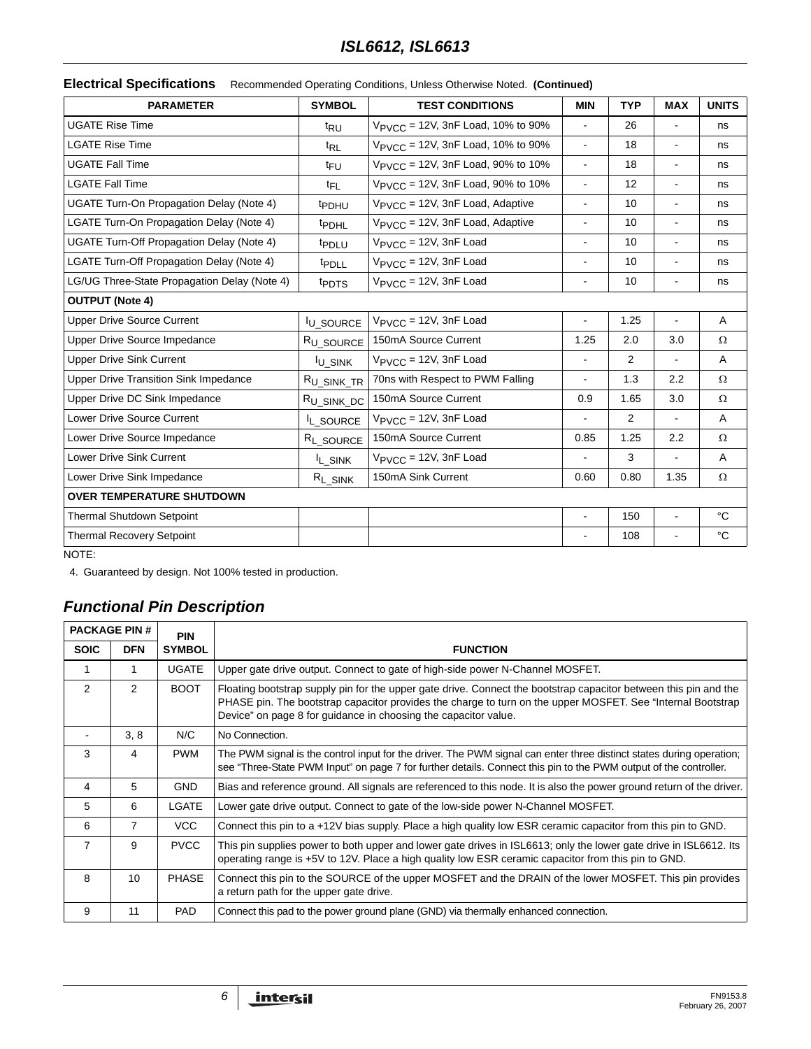**Electrical Specifications** Recommended Operating Conditions, Unless Otherwise Noted. **(Continued)**

| PARAMETER | SYMBOL | TEST CONDITIONS | MIN | TYP | MAX | UNITS |
|---|---|---|---|---|---|---|
| UGATE Rise Time | $t_{RU}$ | $V_{PVCC}$ = 12V, 3nF Load, 10% to 90% | - | 26 | - | ns |
| LGATE Rise Time | $t_{RL}$ | $V_{PVCC}$ = 12V, 3nF Load, 10% to 90% | - | 18 | - | ns |
| UGATE Fall Time | $t_{FU}$ | $V_{PVCC}$ = 12V, 3nF Load, 90% to 10% | - | 18 | - | ns |
| LGATE Fall Time | $t_{FL}$ | $V_{PVCC}$ = 12V, 3nF Load, 90% to 10% | - | 12 | - | ns |
| UGATE Turn-On Propagation Delay (Note 4) | $t_{PDHU}$ | $V_{PVCC}$ = 12V, 3nF Load, Adaptive | - | 10 | - | ns |
| LGATE Turn-On Propagation Delay (Note 4) | $t_{PDHL}$ | $V_{PVCC}$ = 12V, 3nF Load, Adaptive | - | 10 | - | ns |
| UGATE Turn-Off Propagation Delay (Note 4) | $t_{PDLU}$ | $V_{PVCC}$ = 12V, 3nF Load | - | 10 | - | ns |
| LGATE Turn-Off Propagation Delay (Note 4) | $t_{PDLL}$ | $V_{PVCC}$ = 12V, 3nF Load | - | 10 | - | ns |
| LG/UG Three-State Propagation Delay (Note 4) | $t_{PDTS}$ | $V_{PVCC}$ = 12V, 3nF Load | - | 10 | - | ns |
| **OUTPUT (Note 4)** | | | | | | |
| Upper Drive Source Current | $I_{U\_SOURCE}$ | $V_{PVCC}$ = 12V, 3nF Load | - | 1.25 | - | A |
| Upper Drive Source Impedance | $R_{U\_SOURCE}$ | 150mA Source Current | 1.25 | 2.0 | 3.0 | Ω |
| Upper Drive Sink Current | $I_{U\_SINK}$ | $V_{PVCC}$ = 12V, 3nF Load | - | 2 | - | A |
| Upper Drive Transition Sink Impedance | $R_{U\_SINK\_TR}$ | 70ns with Respect to PWM Falling | - | 1.3 | 2.2 | Ω |
| Upper Drive DC Sink Impedance | $R_{U\_SINK\_DC}$ | 150mA Source Current | 0.9 | 1.65 | 3.0 | Ω |
| Lower Drive Source Current | $I_{L\_SOURCE}$ | $V_{PVCC}$ = 12V, 3nF Load | - | 2 | - | A |
| Lower Drive Source Impedance | $R_{L\_SOURCE}$ | 150mA Source Current | 0.85 | 1.25 | 2.2 | Ω |
| Lower Drive Sink Current | $I_{L\_SINK}$ | $V_{PVCC}$ = 12V, 3nF Load | - | 3 | - | A |
| Lower Drive Sink Impedance | $R_{L\_SINK}$ | 150mA Sink Current | 0.60 | 0.80 | 1.35 | Ω |
| **OVER TEMPERATURE SHUTDOWN** | | | | | | |
| Thermal Shutdown Setpoint | | | - | 150 | - | °C |
| Thermal Recovery Setpoint | | | - | 108 | - | °C |

NOTE:

4. Guaranteed by design. Not 100% tested in production.

## *Functional Pin Description*

| PACKAGE PIN # | | PIN SYMBOL | FUNCTION |
|---|---|---|---|
| SOIC | DFN | | |
| 1 | 1 | UGATE | Upper gate drive output. Connect to gate of high-side power N-Channel MOSFET. |
| 2 | 2 | BOOT | Floating bootstrap supply pin for the upper gate drive. Connect the bootstrap capacitor between this pin and the PHASE pin. The bootstrap capacitor provides the charge to turn on the upper MOSFET. See "Internal Bootstrap Device" on page 8 for guidance in choosing the capacitor value. |
| - | 3, 8 | N/C | No Connection. |
| 3 | 4 | PWM | The PWM signal is the control input for the driver. The PWM signal can enter three distinct states during operation; see "Three-State PWM Input" on page 7 for further details. Connect this pin to the PWM output of the controller. |
| 4 | 5 | GND | Bias and reference ground. All signals are referenced to this node. It is also the power ground return of the driver. |
| 5 | 6 | LGATE | Lower gate drive output. Connect to gate of the low-side power N-Channel MOSFET. |
| 6 | 7 | VCC | Connect this pin to a +12V bias supply. Place a high quality low ESR ceramic capacitor from this pin to GND. |
| 7 | 9 | PVCC | This pin supplies power to both upper and lower gate drives in ISL6613; only the lower gate drive in ISL6612. Its operating range is +5V to 12V. Place a high quality low ESR ceramic capacitor from this pin to GND. |
| 8 | 10 | PHASE | Connect this pin to the SOURCE of the upper MOSFET and the DRAIN of the lower MOSFET. This pin provides a return path for the upper gate drive. |
| 9 | 11 | PAD | Connect this pad to the power ground plane (GND) via thermally enhanced connection. |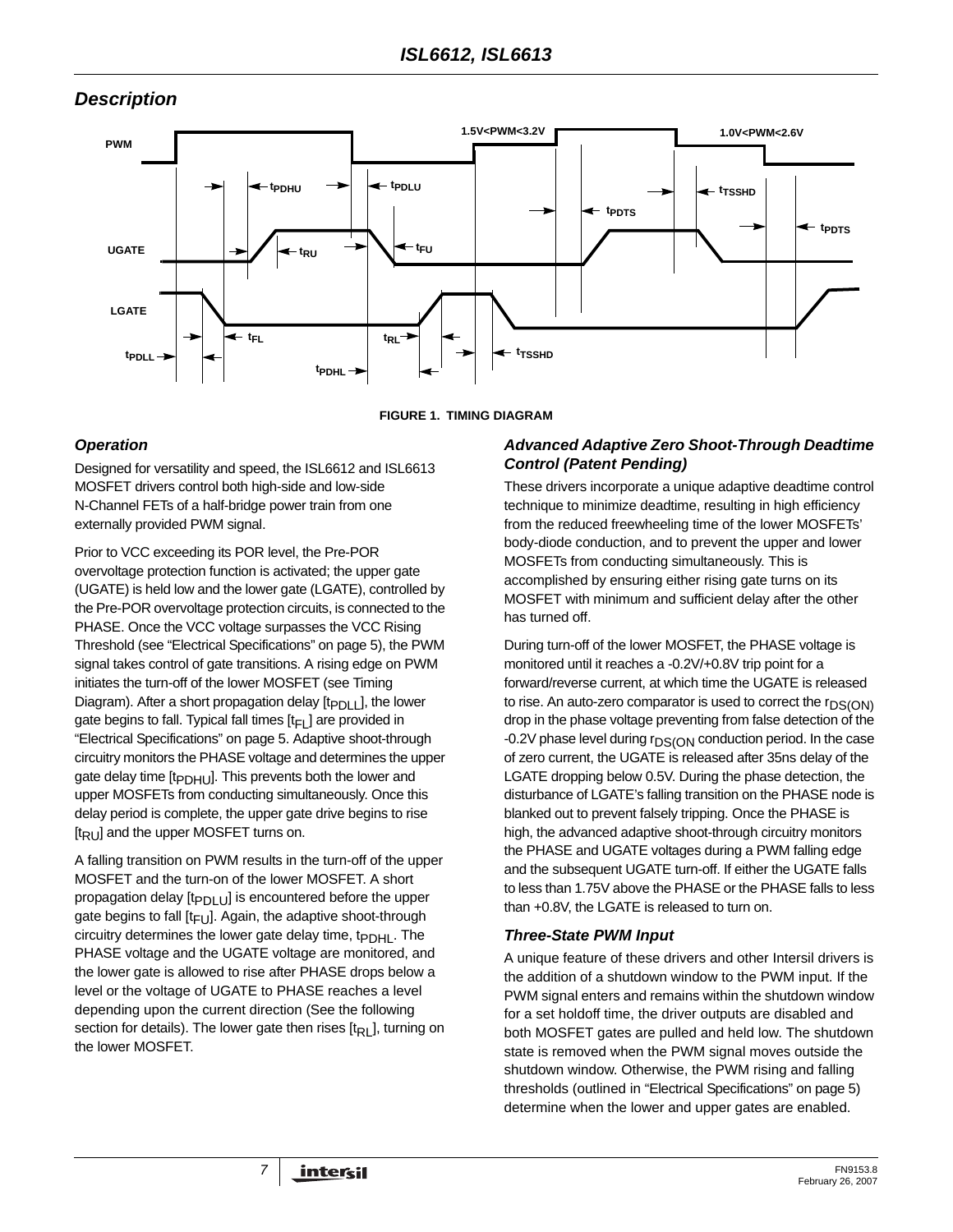## Description

FIGURE 1. TIMING DIAGRAM

### Operation

Designed for versatility and speed, the ISL6612 and ISL6613 MOSFET drivers control both high-side and low-side N-Channel FETs of a half-bridge power train from one externally provided PWM signal.

Prior to VCC exceeding its POR level, the Pre-POR overvoltage protection function is activated; the upper gate (UGATE) is held low and the lower gate (LGATE), controlled by the Pre-POR overvoltage protection circuits, is connected to the PHASE. Once the VCC voltage surpasses the VCC Rising Threshold (see "Electrical Specifications" on page 5), the PWM signal takes control of gate transitions. A rising edge on PWM initiates the turn-off of the lower MOSFET (see Timing Diagram). After a short propagation delay [$t_{PDLL}$], the lower gate begins to fall. Typical fall times [$t_{FL}$] are provided in "Electrical Specifications" on page 5. Adaptive shoot-through circuitry monitors the PHASE voltage and determines the upper gate delay time [$t_{PDHU}$]. This prevents both the lower and upper MOSFETs from conducting simultaneously. Once this delay period is complete, the upper gate drive begins to rise [$t_{RU}$] and the upper MOSFET turns on.

A falling transition on PWM results in the turn-off of the upper MOSFET and the turn-on of the lower MOSFET. A short propagation delay [$t_{PDLU}$] is encountered before the upper gate begins to fall [$t_{FU}$]. Again, the adaptive shoot-through circuitry determines the lower gate delay time, $t_{PDHL}$. The PHASE voltage and the UGATE voltage are monitored, and the lower gate is allowed to rise after PHASE drops below a level or the voltage of UGATE to PHASE reaches a level depending upon the current direction (See the following section for details). The lower gate then rises [$t_{RL}$], turning on the lower MOSFET.

### Advanced Adaptive Zero Shoot-Through Deadtime Control (Patent Pending)

These drivers incorporate a unique adaptive deadtime control technique to minimize deadtime, resulting in high efficiency from the reduced freewheeling time of the lower MOSFETs' body-diode conduction, and to prevent the upper and lower MOSFETs from conducting simultaneously. This is accomplished by ensuring either rising gate turns on its MOSFET with minimum and sufficient delay after the other has turned off.

During turn-off of the lower MOSFET, the PHASE voltage is monitored until it reaches a -0.2V/+0.8V trip point for a forward/reverse current, at which time the UGATE is released to rise. An auto-zero comparator is used to correct the $r_{DS(ON)}$ drop in the phase voltage preventing from false detection of the -0.2V phase level during $r_{DS(ON}$ conduction period. In the case of zero current, the UGATE is released after 35ns delay of the LGATE dropping below 0.5V. During the phase detection, the disturbance of LGATE's falling transition on the PHASE node is blanked out to prevent falsely tripping. Once the PHASE is high, the advanced adaptive shoot-through circuitry monitors the PHASE and UGATE voltages during a PWM falling edge and the subsequent UGATE turn-off. If either the UGATE falls to less than 1.75V above the PHASE or the PHASE falls to less than +0.8V, the LGATE is released to turn on.

### Three-State PWM Input

A unique feature of these drivers and other Intersil drivers is the addition of a shutdown window to the PWM input. If the PWM signal enters and remains within the shutdown window for a set holdoff time, the driver outputs are disabled and both MOSFET gates are pulled and held low. The shutdown state is removed when the PWM signal moves outside the shutdown window. Otherwise, the PWM rising and falling thresholds (outlined in "Electrical Specifications" on page 5) determine when the lower and upper gates are enabled.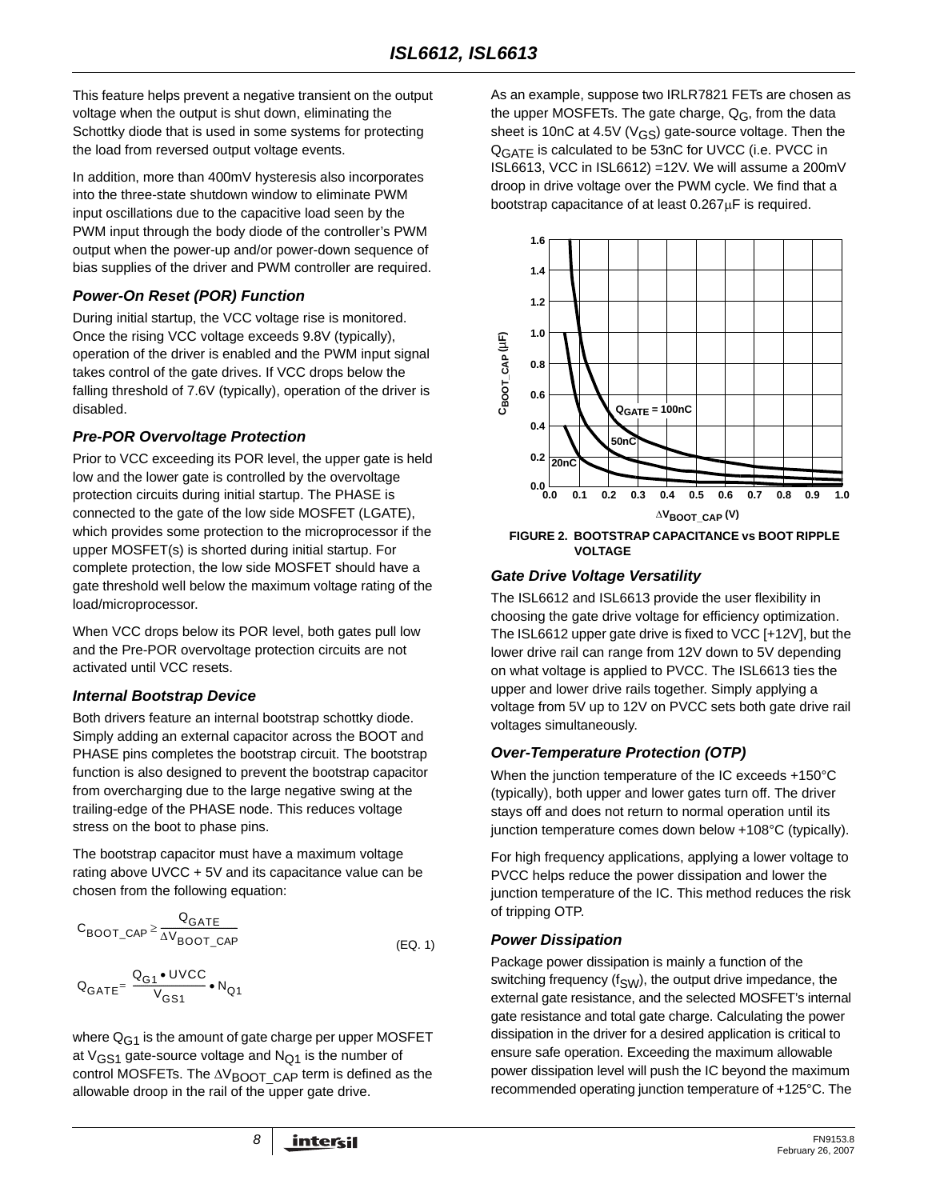This feature helps prevent a negative transient on the output voltage when the output is shut down, eliminating the Schottky diode that is used in some systems for protecting the load from reversed output voltage events.

In addition, more than 400mV hysteresis also incorporates into the three-state shutdown window to eliminate PWM input oscillations due to the capacitive load seen by the PWM input through the body diode of the controller's PWM output when the power-up and/or power-down sequence of bias supplies of the driver and PWM controller are required.

### *Power-On Reset (POR) Function*

During initial startup, the VCC voltage rise is monitored. Once the rising VCC voltage exceeds 9.8V (typically), operation of the driver is enabled and the PWM input signal takes control of the gate drives. If VCC drops below the falling threshold of 7.6V (typically), operation of the driver is disabled.

### *Pre-POR Overvoltage Protection*

Prior to VCC exceeding its POR level, the upper gate is held low and the lower gate is controlled by the overvoltage protection circuits during initial startup. The PHASE is connected to the gate of the low side MOSFET (LGATE), which provides some protection to the microprocessor if the upper MOSFET(s) is shorted during initial startup. For complete protection, the low side MOSFET should have a gate threshold well below the maximum voltage rating of the load/microprocessor.

When VCC drops below its POR level, both gates pull low and the Pre-POR overvoltage protection circuits are not activated until VCC resets.

### *Internal Bootstrap Device*

Both drivers feature an internal bootstrap schottky diode. Simply adding an external capacitor across the BOOT and PHASE pins completes the bootstrap circuit. The bootstrap function is also designed to prevent the bootstrap capacitor from overcharging due to the large negative swing at the trailing-edge of the PHASE node. This reduces voltage stress on the boot to phase pins.

The bootstrap capacitor must have a maximum voltage rating above UVCC + 5V and its capacitance value can be chosen from the following equation:

$$C_{BOOT\_CAP} \geq \frac{Q_{GATE}}{\Delta V_{BOOT\_CAP}} \quad \text{(EQ. 1)}$$

$$Q_{GATE} = \frac{Q_{G1} \bullet UVCC}{V_{GS1}} \bullet N_{Q1}$$

where $Q_{G1}$ is the amount of gate charge per upper MOSFET at $V_{GS1}$ gate-source voltage and $N_{Q1}$ is the number of control MOSFETs. The $\Delta V_{BOOT\_CAP}$ term is defined as the allowable droop in the rail of the upper gate drive.

As an example, suppose two IRLR7821 FETs are chosen as the upper MOSFETs. The gate charge, $Q_G$, from the data sheet is 10nC at 4.5V ($V_{GS}$) gate-source voltage. Then the $Q_{GATE}$ is calculated to be 53nC for UVCC (i.e. PVCC in ISL6613, VCC in ISL6612) =12V. We will assume a 200mV droop in drive voltage over the PWM cycle. We find that a bootstrap capacitance of at least 0.267μF is required.

**FIGURE 2. BOOTSTRAP CAPACITANCE vs BOOT RIPPLE VOLTAGE**

### *Gate Drive Voltage Versatility*

The ISL6612 and ISL6613 provide the user flexibility in choosing the gate drive voltage for efficiency optimization. The ISL6612 upper gate drive is fixed to VCC [+12V], but the lower drive rail can range from 12V down to 5V depending on what voltage is applied to PVCC. The ISL6613 ties the upper and lower drive rails together. Simply applying a voltage from 5V up to 12V on PVCC sets both gate drive rail voltages simultaneously.

### *Over-Temperature Protection (OTP)*

When the junction temperature of the IC exceeds +150°C (typically), both upper and lower gates turn off. The driver stays off and does not return to normal operation until its junction temperature comes down below +108°C (typically).

For high frequency applications, applying a lower voltage to PVCC helps reduce the power dissipation and lower the junction temperature of the IC. This method reduces the risk of tripping OTP.

### *Power Dissipation*

Package power dissipation is mainly a function of the switching frequency ($f_{SW}$), the output drive impedance, the external gate resistance, and the selected MOSFET's internal gate resistance and total gate charge. Calculating the power dissipation in the driver for a desired application is critical to ensure safe operation. Exceeding the maximum allowable power dissipation level will push the IC beyond the maximum recommended operating junction temperature of +125°C. The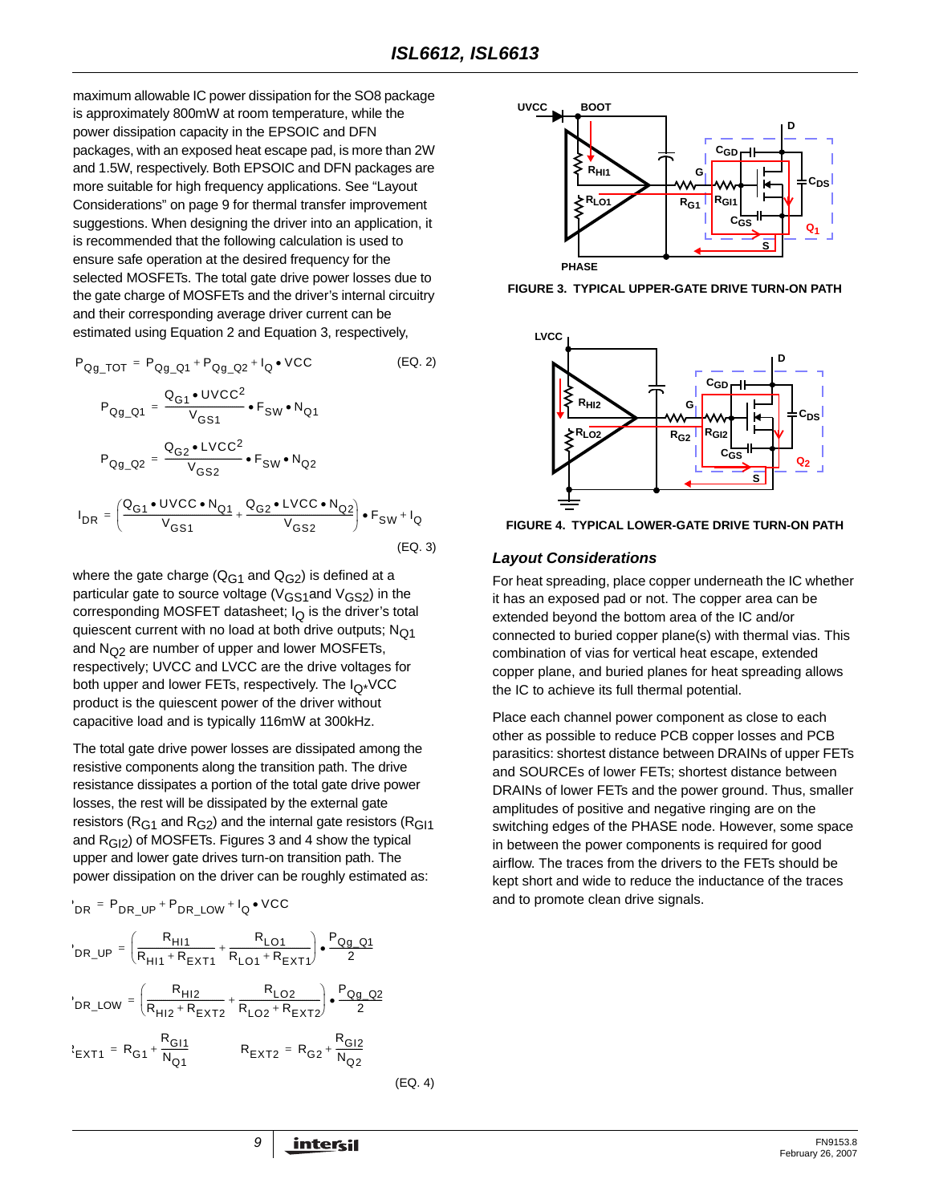maximum allowable IC power dissipation for the SO8 package is approximately 800mW at room temperature, while the power dissipation capacity in the EPSOIC and DFN packages, with an exposed heat escape pad, is more than 2W and 1.5W, respectively. Both EPSOIC and DFN packages are more suitable for high frequency applications. See "Layout Considerations" on page 9 for thermal transfer improvement suggestions. When designing the driver into an application, it is recommended that the following calculation is used to ensure safe operation at the desired frequency for the selected MOSFETs. The total gate drive power losses due to the gate charge of MOSFETs and the driver's internal circuitry and their corresponding average driver current can be estimated using Equation 2 and Equation 3, respectively,

$$P_{Qg\_TOT} = P_{Qg\_Q1} + P_{Qg\_Q2} + I_Q \bullet VCC \qquad \text{(EQ. 2)}$$

$$P_{Qg\_Q1} = \frac{Q_{G1} \bullet UVCC^2}{V_{GS1}} \bullet F_{SW} \bullet N_{Q1}$$

$$P_{Qg\_Q2} = \frac{Q_{G2} \bullet LVCC^2}{V_{GS2}} \bullet F_{SW} \bullet N_{Q2}$$

$$I_{DR} = \left(\frac{Q_{G1} \bullet UVCC \bullet N_{Q1}}{V_{GS1}} + \frac{Q_{G2} \bullet LVCC \bullet N_{Q2}}{V_{GS2}}\right) \bullet F_{SW} + I_Q \qquad \text{(EQ. 3)}$$

where the gate charge ($Q_{G1}$ and $Q_{G2}$) is defined at a particular gate to source voltage ($V_{GS1}$ and $V_{GS2}$) in the corresponding MOSFET datasheet; $I_Q$ is the driver's total quiescent current with no load at both drive outputs; $N_{Q1}$ and $N_{Q2}$ are number of upper and lower MOSFETs, respectively; UVCC and LVCC are the drive voltages for both upper and lower FETs, respectively. The $I_{Q*}VCC$ product is the quiescent power of the driver without capacitive load and is typically 116mW at 300kHz.

The total gate drive power losses are dissipated among the resistive components along the transition path. The drive resistance dissipates a portion of the total gate drive power losses, the rest will be dissipated by the external gate resistors ($R_{G1}$ and $R_{G2}$) and the internal gate resistors ($R_{GI1}$ and $R_{GI2}$) of MOSFETs. Figures 3 and 4 show the typical upper and lower gate drives turn-on transition path. The power dissipation on the driver can be roughly estimated as:

$$P_{DR} = P_{DR\_UP} + P_{DR\_LOW} + I_Q \bullet VCC$$

$$P_{DR\_UP} = \left(\frac{R_{HI1}}{R_{HI1} + R_{EXT1}} + \frac{R_{LO1}}{R_{LO1} + R_{EXT1}}\right) \bullet \frac{P_{Qg\_Q1}}{2}$$

$$P_{DR\_LOW} = \left(\frac{R_{HI2}}{R_{HI2} + R_{EXT2}} + \frac{R_{LO2}}{R_{LO2} + R_{EXT2}}\right) \bullet \frac{P_{Qg\_Q2}}{2}$$

$$R_{EXT1} = R_{G1} + \frac{R_{GI1}}{N_{Q1}} \qquad R_{EXT2} = R_{G2} + \frac{R_{GI2}}{N_{Q2}} \qquad \text{(EQ. 4)}$$

FIGURE 3. TYPICAL UPPER-GATE DRIVE TURN-ON PATH

FIGURE 4. TYPICAL LOWER-GATE DRIVE TURN-ON PATH

### Layout Considerations

For heat spreading, place copper underneath the IC whether it has an exposed pad or not. The copper area can be extended beyond the bottom area of the IC and/or connected to buried copper plane(s) with thermal vias. This combination of vias for vertical heat escape, extended copper plane, and buried planes for heat spreading allows the IC to achieve its full thermal potential.

Place each channel power component as close to each other as possible to reduce PCB copper losses and PCB parasitics: shortest distance between DRAINs of upper FETs and SOURCEs of lower FETs; shortest distance between DRAINs of lower FETs and the power ground. Thus, smaller amplitudes of positive and negative ringing are on the switching edges of the PHASE node. However, some space in between the power components is required for good airflow. The traces from the drivers to the FETs should be kept short and wide to reduce the inductance of the traces and to promote clean drive signals.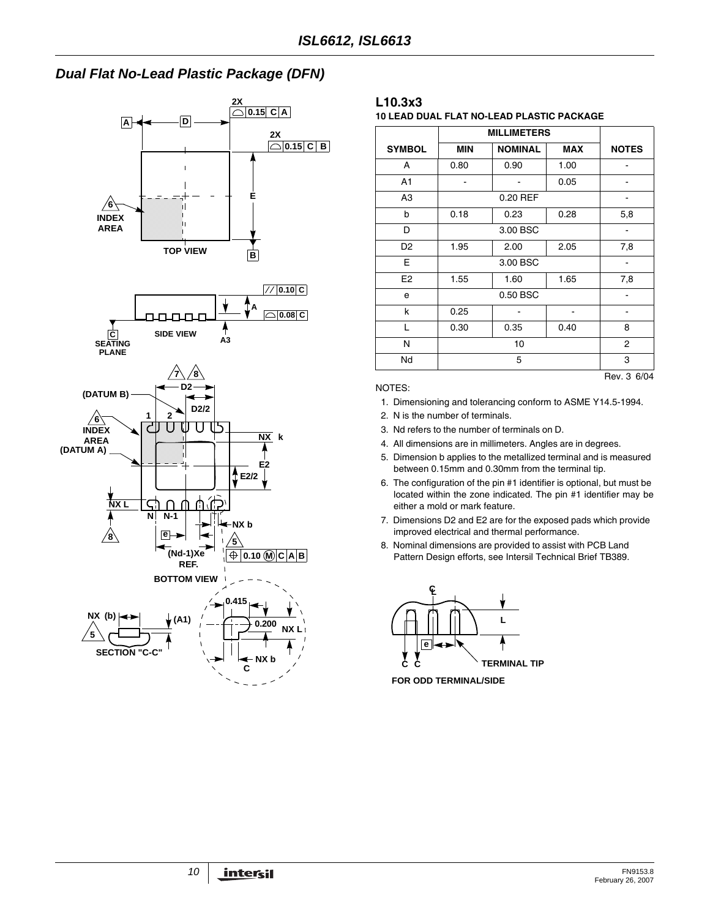## Dual Flat No-Lead Plastic Package (DFN)

### L10.3x3

**10 LEAD DUAL FLAT NO-LEAD PLASTIC PACKAGE**

| SYMBOL | MILLIMETERS | | | NOTES |
|---|---|---|---|---|
| | MIN | NOMINAL | MAX | |
| A | 0.80 | 0.90 | 1.00 | - |
| A1 | - | - | 0.05 | - |
| A3 | 0.20 REF | | | - |
| b | 0.18 | 0.23 | 0.28 | 5,8 |
| D | 3.00 BSC | | | - |
| D2 | 1.95 | 2.00 | 2.05 | 7,8 |
| E | 3.00 BSC | | | - |
| E2 | 1.55 | 1.60 | 1.65 | 7,8 |
| e | 0.50 BSC | | | - |
| k | 0.25 | - | - | - |
| L | 0.30 | 0.35 | 0.40 | 8 |
| N | 10 | | | 2 |
| Nd | 5 | | | 3 |

Rev. 3 6/04

NOTES:

1. Dimensioning and tolerancing conform to ASME Y14.5-1994.
2. N is the number of terminals.
3. Nd refers to the number of terminals on D.
4. All dimensions are in millimeters. Angles are in degrees.
5. Dimension b applies to the metallized terminal and is measured between 0.15mm and 0.30mm from the terminal tip.
6. The configuration of the pin #1 identifier is optional, but must be located within the zone indicated. The pin #1 identifier may be either a mold or mark feature.
7. Dimensions D2 and E2 are for the exposed pads which provide improved electrical and thermal performance.
8. Nominal dimensions are provided to assist with PCB Land Pattern Design efforts, see Intersil Technical Brief TB389.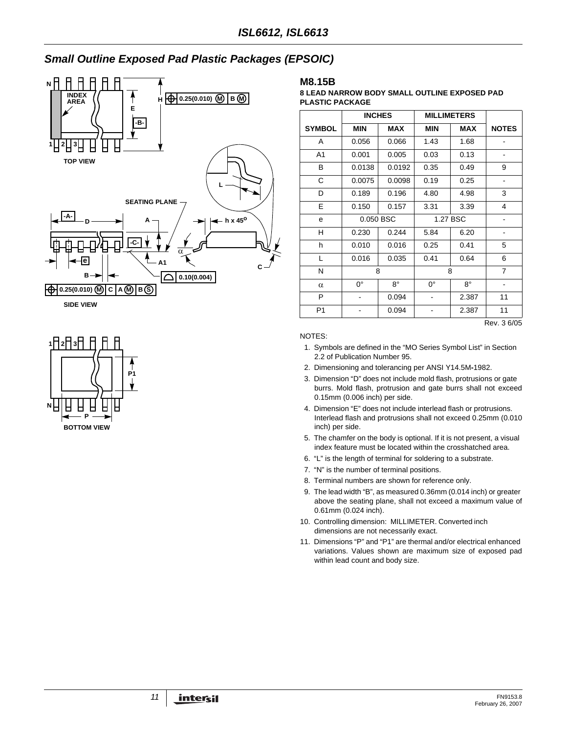## Small Outline Exposed Pad Plastic Packages (EPSOIC)

### M8.15B

**8 LEAD NARROW BODY SMALL OUTLINE EXPOSED PAD PLASTIC PACKAGE**

| SYMBOL | INCHES MIN | INCHES MAX | MILLIMETERS MIN | MILLIMETERS MAX | NOTES |
|---|---|---|---|---|---|
| A | 0.056 | 0.066 | 1.43 | 1.68 | - |
| A1 | 0.001 | 0.005 | 0.03 | 0.13 | - |
| B | 0.0138 | 0.0192 | 0.35 | 0.49 | 9 |
| C | 0.0075 | 0.0098 | 0.19 | 0.25 | - |
| D | 0.189 | 0.196 | 4.80 | 4.98 | 3 |
| E | 0.150 | 0.157 | 3.31 | 3.39 | 4 |
| e | 0.050 BSC | | 1.27 BSC | | - |
| H | 0.230 | 0.244 | 5.84 | 6.20 | - |
| h | 0.010 | 0.016 | 0.25 | 0.41 | 5 |
| L | 0.016 | 0.035 | 0.41 | 0.64 | 6 |
| N | 8 | | 8 | | 7 |
| α | 0° | 8° | 0° | 8° | - |
| P | - | 0.094 | - | 2.387 | 11 |
| P1 | - | 0.094 | - | 2.387 | 11 |

Rev. 3 6/05

NOTES:

1. Symbols are defined in the "MO Series Symbol List" in Section 2.2 of Publication Number 95.
2. Dimensioning and tolerancing per ANSI Y14.5M-1982.
3. Dimension "D" does not include mold flash, protrusions or gate burrs. Mold flash, protrusion and gate burrs shall not exceed 0.15mm (0.006 inch) per side.
4. Dimension "E" does not include interlead flash or protrusions. Interlead flash and protrusions shall not exceed 0.25mm (0.010 inch) per side.
5. The chamfer on the body is optional. If it is not present, a visual index feature must be located within the crosshatched area.
6. "L" is the length of terminal for soldering to a substrate.
7. "N" is the number of terminal positions.
8. Terminal numbers are shown for reference only.
9. The lead width "B", as measured 0.36mm (0.014 inch) or greater above the seating plane, shall not exceed a maximum value of 0.61mm (0.024 inch).
10. Controlling dimension: MILLIMETER. Converted inch dimensions are not necessarily exact.
11. Dimensions "P" and "P1" are thermal and/or electrical enhanced variations. Values shown are maximum size of exposed pad within lead count and body size.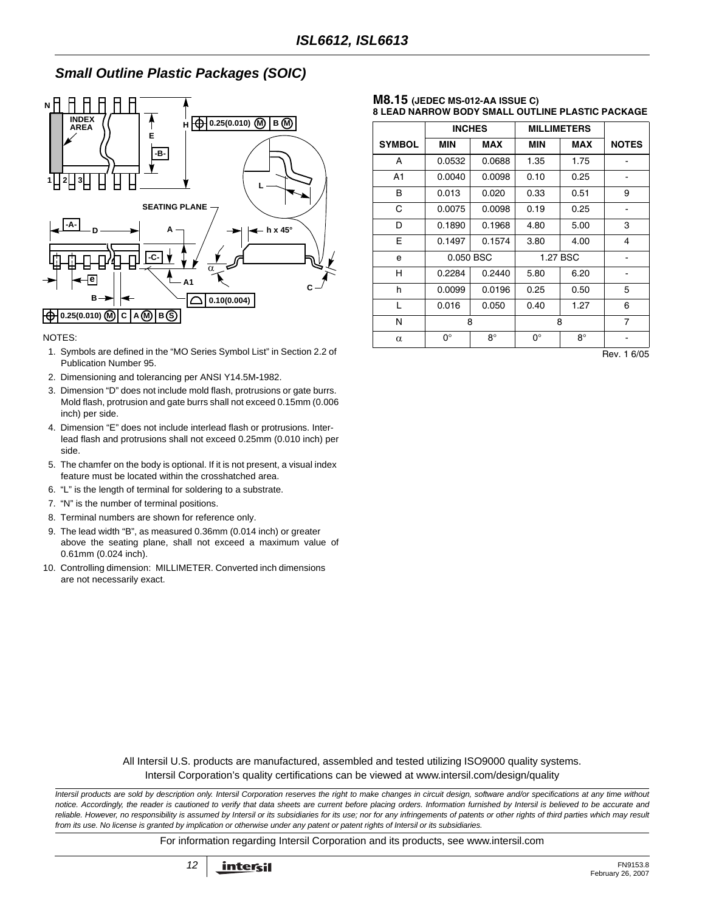## Small Outline Plastic Packages (SOIC)

N
INDEX AREA
E
-B-
H
0.25(0.010) M B M
1 2 3
L
SEATING PLANE
-A-
D
A
h x 45°
-C-
α
e
A1
C
B
0.10(0.004)
0.25(0.010) M C A M B S

NOTES:

1. Symbols are defined in the "MO Series Symbol List" in Section 2.2 of Publication Number 95.
2. Dimensioning and tolerancing per ANSI Y14.5M-1982.
3. Dimension "D" does not include mold flash, protrusions or gate burrs. Mold flash, protrusion and gate burrs shall not exceed 0.15mm (0.006 inch) per side.
4. Dimension "E" does not include interlead flash or protrusions. Interlead flash and protrusions shall not exceed 0.25mm (0.010 inch) per side.
5. The chamfer on the body is optional. If it is not present, a visual index feature must be located within the crosshatched area.
6. "L" is the length of terminal for soldering to a substrate.
7. "N" is the number of terminal positions.
8. Terminal numbers are shown for reference only.
9. The lead width "B", as measured 0.36mm (0.014 inch) or greater above the seating plane, shall not exceed a maximum value of 0.61mm (0.024 inch).
10. Controlling dimension: MILLIMETER. Converted inch dimensions are not necessarily exact.

### M8.15 (JEDEC MS-012-AA ISSUE C)
**8 LEAD NARROW BODY SMALL OUTLINE PLASTIC PACKAGE**

| | INCHES | | MILLIMETERS | | |
|---|---|---|---|---|---|
| SYMBOL | MIN | MAX | MIN | MAX | NOTES |
| A | 0.0532 | 0.0688 | 1.35 | 1.75 | - |
| A1 | 0.0040 | 0.0098 | 0.10 | 0.25 | - |
| B | 0.013 | 0.020 | 0.33 | 0.51 | 9 |
| C | 0.0075 | 0.0098 | 0.19 | 0.25 | - |
| D | 0.1890 | 0.1968 | 4.80 | 5.00 | 3 |
| E | 0.1497 | 0.1574 | 3.80 | 4.00 | 4 |
| e | 0.050 BSC | | 1.27 BSC | | - |
| H | 0.2284 | 0.2440 | 5.80 | 6.20 | - |
| h | 0.0099 | 0.0196 | 0.25 | 0.50 | 5 |
| L | 0.016 | 0.050 | 0.40 | 1.27 | 6 |
| N | 8 | | 8 | | 7 |
| α | 0° | 8° | 0° | 8° | - |

Rev. 1 6/05

All Intersil U.S. products are manufactured, assembled and tested utilizing ISO9000 quality systems.
Intersil Corporation's quality certifications can be viewed at www.intersil.com/design/quality

*Intersil products are sold by description only. Intersil Corporation reserves the right to make changes in circuit design, software and/or specifications at any time without notice. Accordingly, the reader is cautioned to verify that data sheets are current before placing orders. Information furnished by Intersil is believed to be accurate and reliable. However, no responsibility is assumed by Intersil or its subsidiaries for its use; nor for any infringements of patents or other rights of third parties which may result from its use. No license is granted by implication or otherwise under any patent or patent rights of Intersil or its subsidiaries.*

For information regarding Intersil Corporation and its products, see www.intersil.com